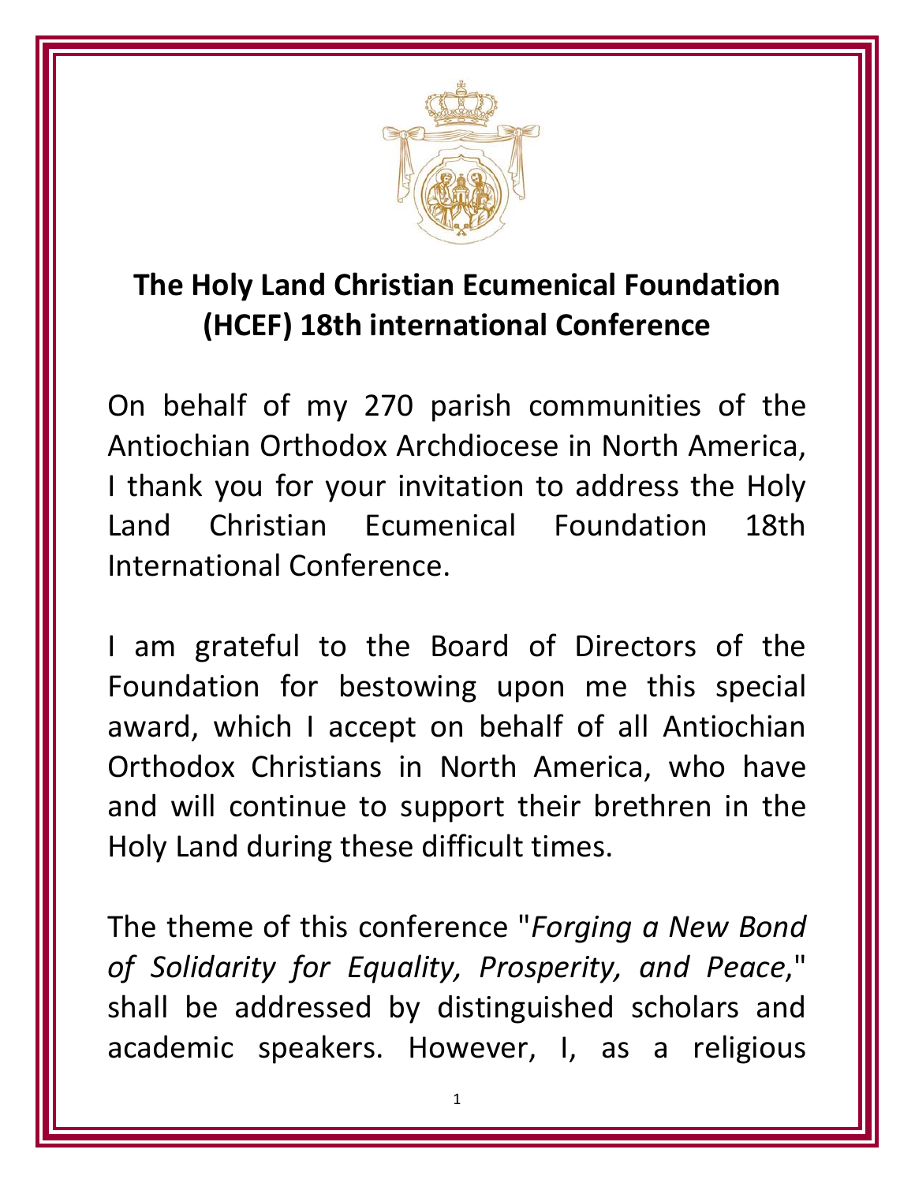# The Holy Land Christian Ecumenical Foundation (HCEF) 18th international Conference

On behalf of my 270 parish communities of the Antiochian Orthodox Archdiocese in North America, I thank you for your invitation to address the Holy Land Christian Ecumenical Foundation 18th International Conference.

I am grateful to the Board of Directors of the Foundation for bestowing upon me this special award, which I accept on behalf of all Antiochian Orthodox Christians in North America, who have and will continue to support their brethren in the Holy Land during these difficult times.

The theme of this conference "*Forging a New Bond of Solidarity for Equality, Prosperity, and Peace*," shall be addressed by distinguished scholars and academic speakers. However, I, as a religious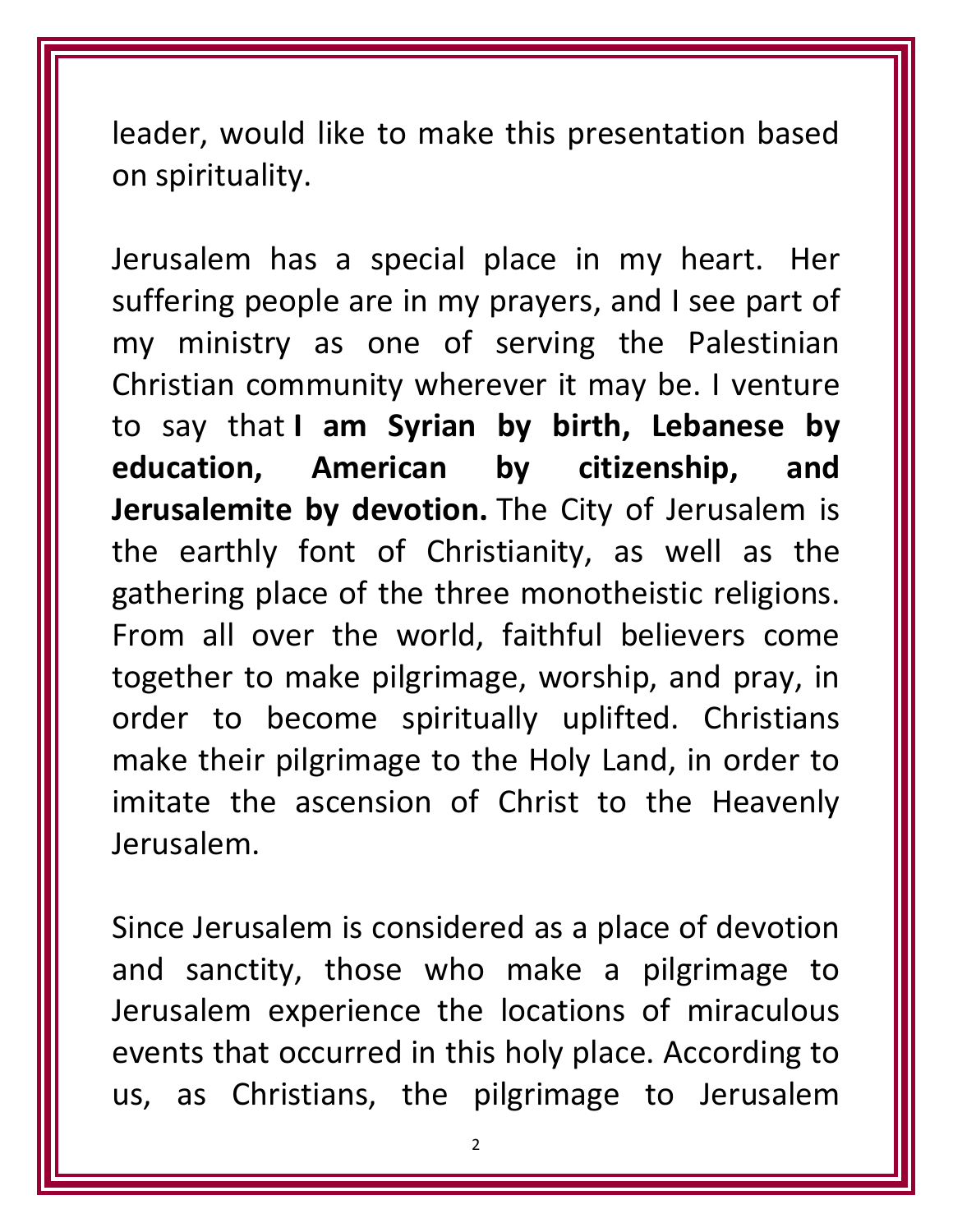leader, would like to make this presentation based on spirituality.

Jerusalem has a special place in my heart. Her suffering people are in my prayers, and I see part of my ministry as one of serving the Palestinian Christian community wherever it may be. I venture to say that **I am Syrian by birth, Lebanese by education, American by citizenship, and Jerusalemite by devotion.** The City of Jerusalem is the earthly font of Christianity, as well as the gathering place of the three monotheistic religions. From all over the world, faithful believers come together to make pilgrimage, worship, and pray, in order to become spiritually uplifted. Christians make their pilgrimage to the Holy Land, in order to imitate the ascension of Christ to the Heavenly Jerusalem.

Since Jerusalem is considered as a place of devotion and sanctity, those who make a pilgrimage to Jerusalem experience the locations of miraculous events that occurred in this holy place. According to us, as Christians, the pilgrimage to Jerusalem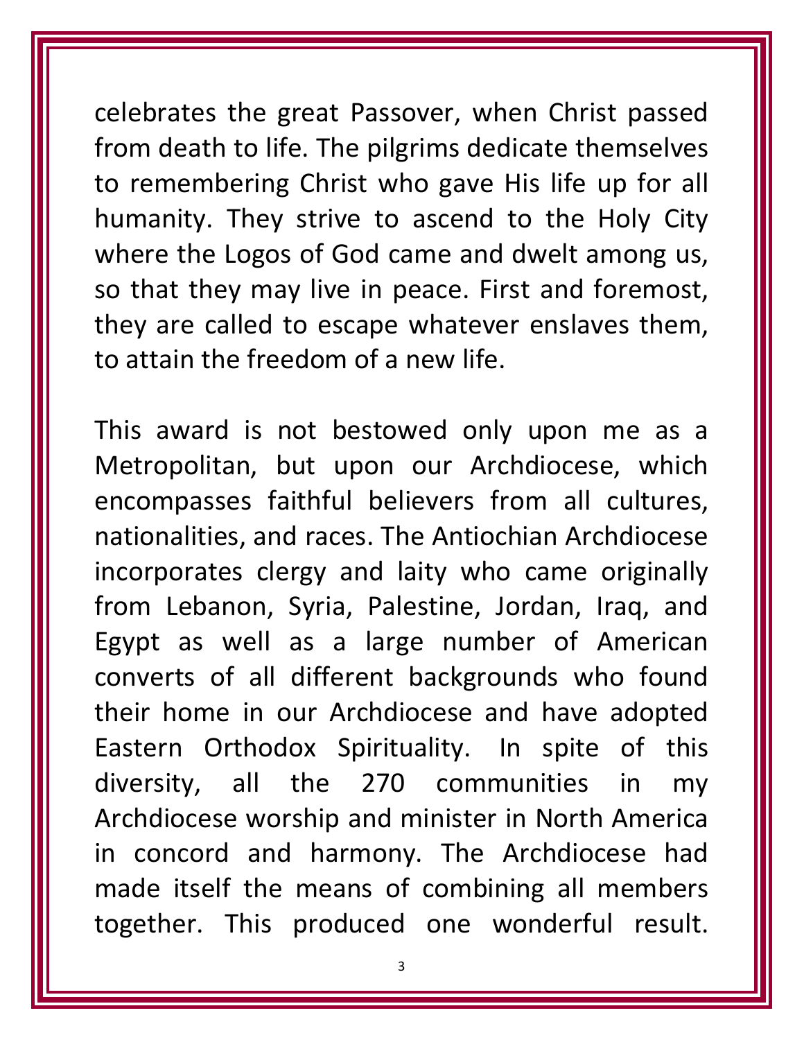celebrates the great Passover, when Christ passed from death to life. The pilgrims dedicate themselves to remembering Christ who gave His life up for all humanity. They strive to ascend to the Holy City where the Logos of God came and dwelt among us, so that they may live in peace. First and foremost, they are called to escape whatever enslaves them, to attain the freedom of a new life.

This award is not bestowed only upon me as a Metropolitan, but upon our Archdiocese, which encompasses faithful believers from all cultures, nationalities, and races. The Antiochian Archdiocese incorporates clergy and laity who came originally from Lebanon, Syria, Palestine, Jordan, Iraq, and Egypt as well as a large number of American converts of all different backgrounds who found their home in our Archdiocese and have adopted Eastern Orthodox Spirituality. In spite of this diversity, all the 270 communities in my Archdiocese worship and minister in North America in concord and harmony. The Archdiocese had made itself the means of combining all members together. This produced one wonderful result.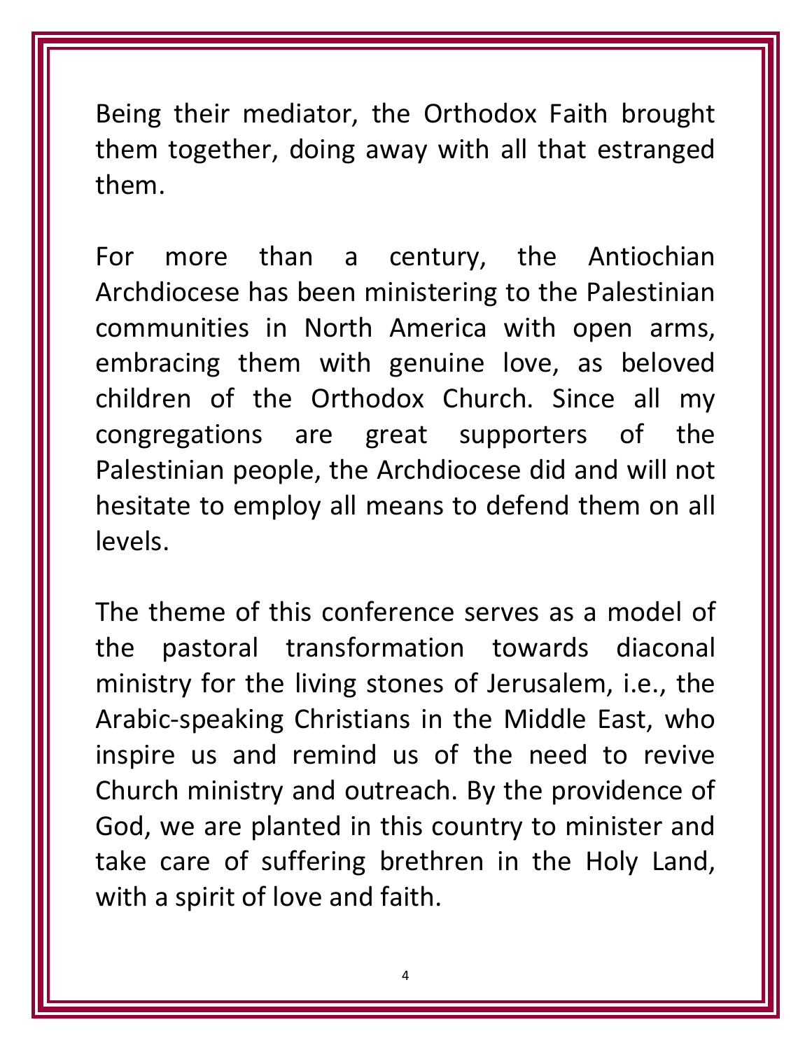Being their mediator, the Orthodox Faith brought them together, doing away with all that estranged them.

For more than a century, the Antiochian Archdiocese has been ministering to the Palestinian communities in North America with open arms, embracing them with genuine love, as beloved children of the Orthodox Church. Since all my congregations are great supporters of the Palestinian people, the Archdiocese did and will not hesitate to employ all means to defend them on all levels.

The theme of this conference serves as a model of the pastoral transformation towards diaconal ministry for the living stones of Jerusalem, i.e., the Arabic-speaking Christians in the Middle East, who inspire us and remind us of the need to revive Church ministry and outreach. By the providence of God, we are planted in this country to minister and take care of suffering brethren in the Holy Land, with a spirit of love and faith.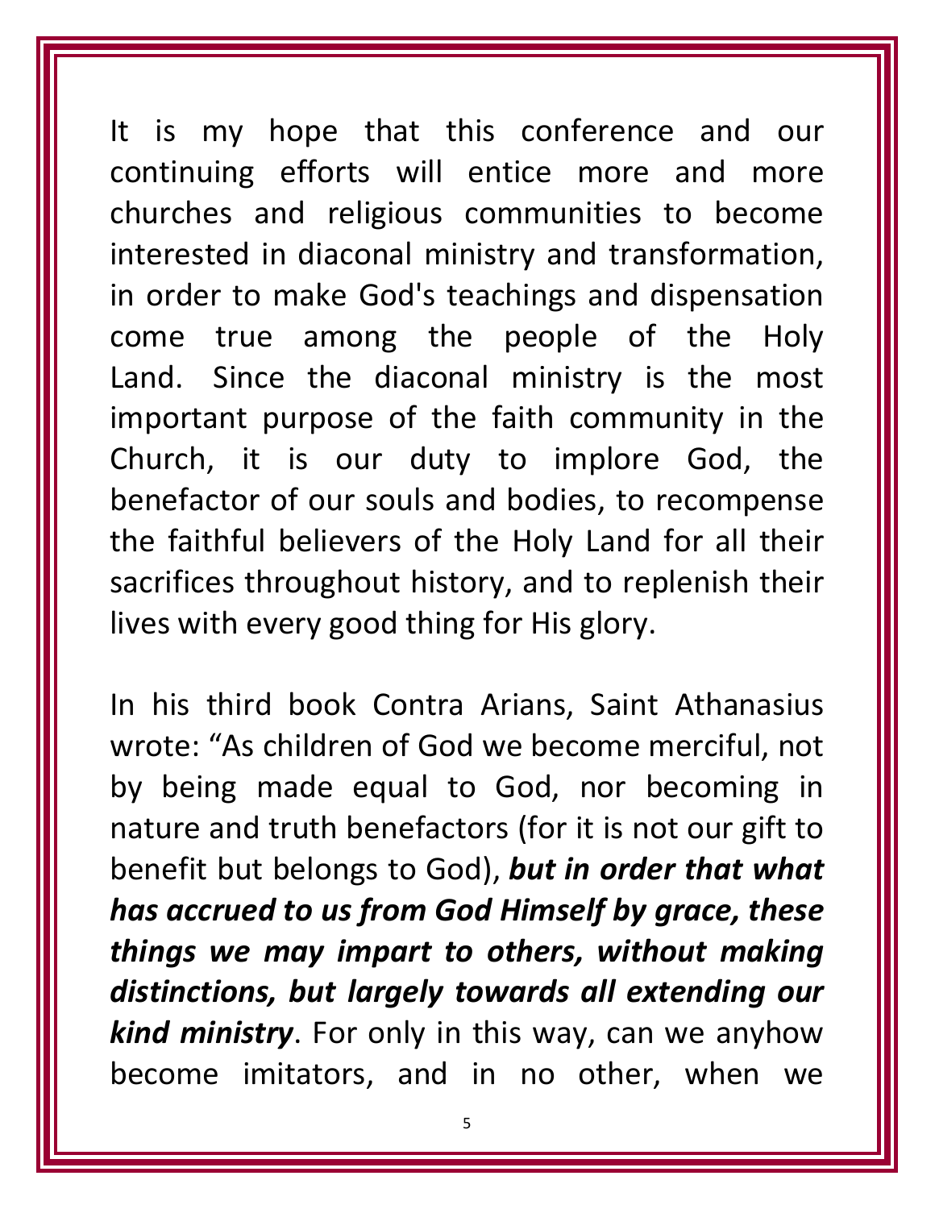It is my hope that this conference and our continuing efforts will entice more and more churches and religious communities to become interested in diaconal ministry and transformation, in order to make God's teachings and dispensation come true among the people of the Holy Land. Since the diaconal ministry is the most important purpose of the faith community in the Church, it is our duty to implore God, the benefactor of our souls and bodies, to recompense the faithful believers of the Holy Land for all their sacrifices throughout history, and to replenish their lives with every good thing for His glory.

In his third book Contra Arians, Saint Athanasius wrote: “As children of God we become merciful, not by being made equal to God, nor becoming in nature and truth benefactors (for it is not our gift to benefit but belongs to God), ***but in order that what has accrued to us from God Himself by grace, these things we may impart to others, without making distinctions, but largely towards all extending our kind ministry***. For only in this way, can we anyhow become imitators, and in no other, when we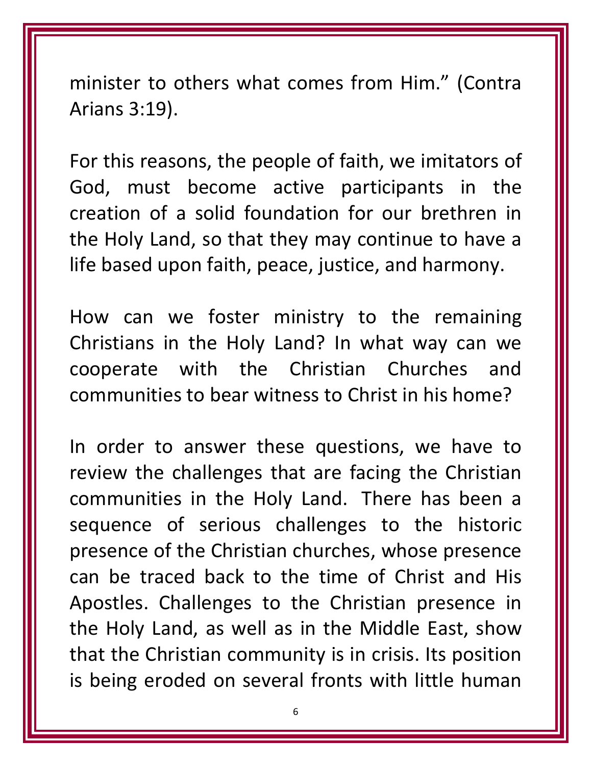minister to others what comes from Him." (Contra Arians 3:19).

For this reasons, the people of faith, we imitators of God, must become active participants in the creation of a solid foundation for our brethren in the Holy Land, so that they may continue to have a life based upon faith, peace, justice, and harmony.

How can we foster ministry to the remaining Christians in the Holy Land? In what way can we cooperate with the Christian Churches and communities to bear witness to Christ in his home?

In order to answer these questions, we have to review the challenges that are facing the Christian communities in the Holy Land. There has been a sequence of serious challenges to the historic presence of the Christian churches, whose presence can be traced back to the time of Christ and His Apostles. Challenges to the Christian presence in the Holy Land, as well as in the Middle East, show that the Christian community is in crisis. Its position is being eroded on several fronts with little human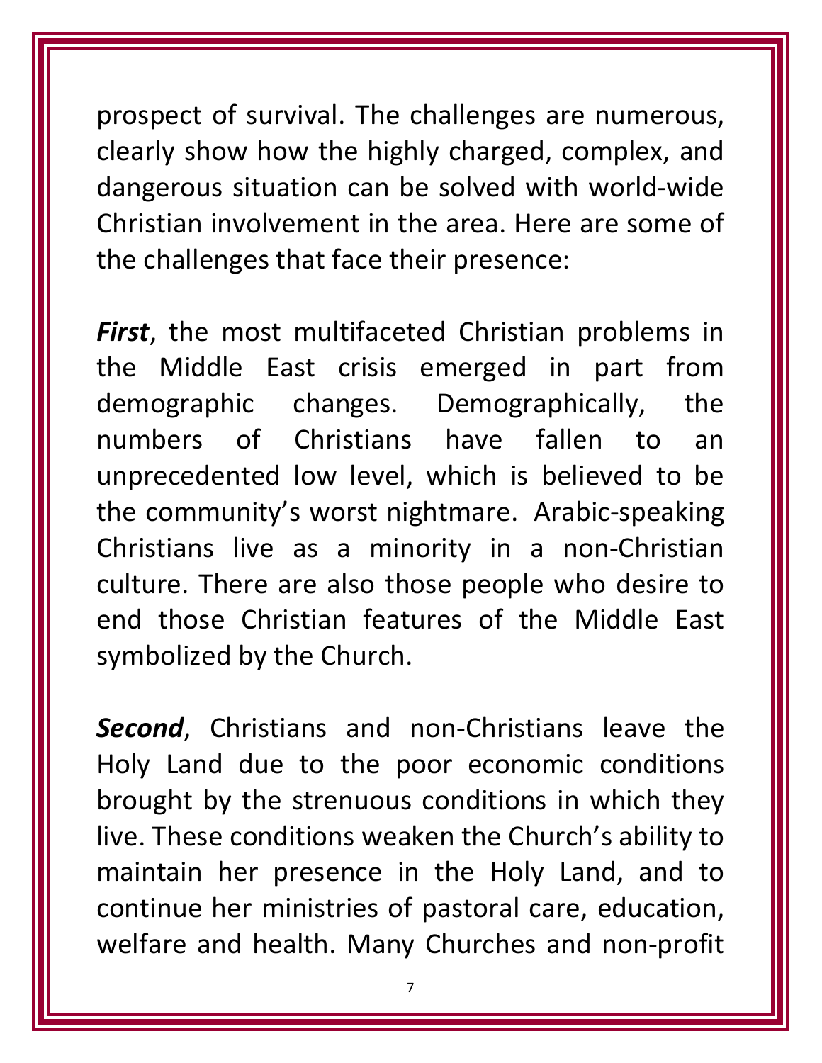prospect of survival. The challenges are numerous, clearly show how the highly charged, complex, and dangerous situation can be solved with world-wide Christian involvement in the area. Here are some of the challenges that face their presence:

***First***, the most multifaceted Christian problems in the Middle East crisis emerged in part from demographic changes. Demographically, the numbers of Christians have fallen to an unprecedented low level, which is believed to be the community's worst nightmare. Arabic-speaking Christians live as a minority in a non-Christian culture. There are also those people who desire to end those Christian features of the Middle East symbolized by the Church.

***Second***, Christians and non-Christians leave the Holy Land due to the poor economic conditions brought by the strenuous conditions in which they live. These conditions weaken the Church's ability to maintain her presence in the Holy Land, and to continue her ministries of pastoral care, education, welfare and health. Many Churches and non-profit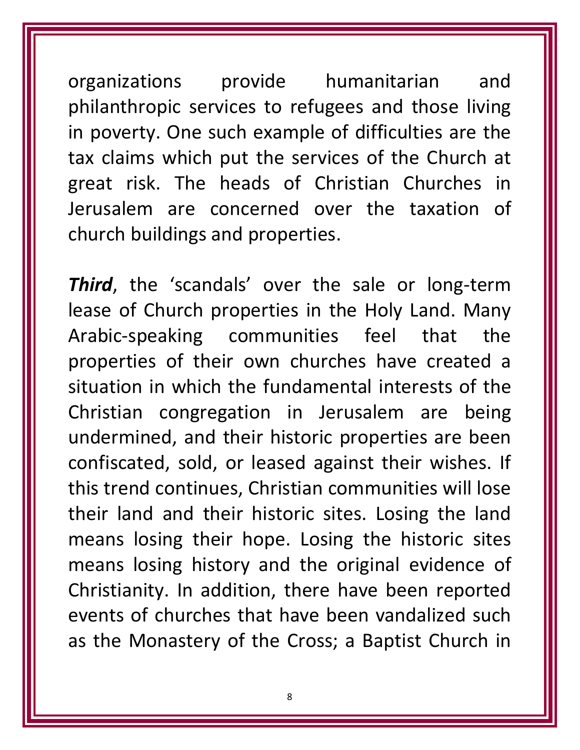organizations provide humanitarian and philanthropic services to refugees and those living in poverty. One such example of difficulties are the tax claims which put the services of the Church at great risk. The heads of Christian Churches in Jerusalem are concerned over the taxation of church buildings and properties.

***Third***, the 'scandals' over the sale or long-term lease of Church properties in the Holy Land. Many Arabic-speaking communities feel that the properties of their own churches have created a situation in which the fundamental interests of the Christian congregation in Jerusalem are being undermined, and their historic properties are been confiscated, sold, or leased against their wishes. If this trend continues, Christian communities will lose their land and their historic sites. Losing the land means losing their hope. Losing the historic sites means losing history and the original evidence of Christianity. In addition, there have been reported events of churches that have been vandalized such as the Monastery of the Cross; a Baptist Church in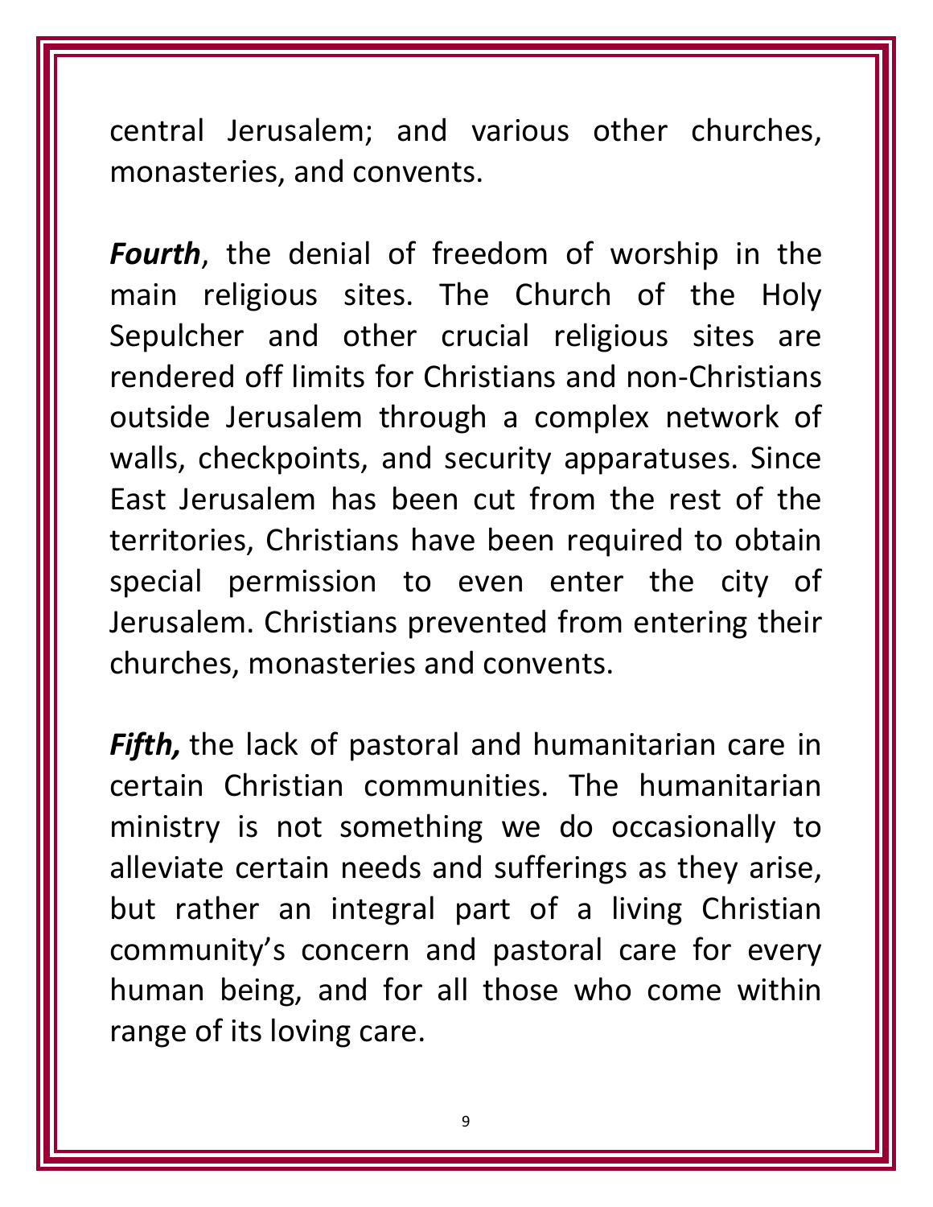central Jerusalem; and various other churches, monasteries, and convents.

***Fourth***, the denial of freedom of worship in the main religious sites. The Church of the Holy Sepulcher and other crucial religious sites are rendered off limits for Christians and non-Christians outside Jerusalem through a complex network of walls, checkpoints, and security apparatuses. Since East Jerusalem has been cut from the rest of the territories, Christians have been required to obtain special permission to even enter the city of Jerusalem. Christians prevented from entering their churches, monasteries and convents.

***Fifth,*** the lack of pastoral and humanitarian care in certain Christian communities. The humanitarian ministry is not something we do occasionally to alleviate certain needs and sufferings as they arise, but rather an integral part of a living Christian community's concern and pastoral care for every human being, and for all those who come within range of its loving care.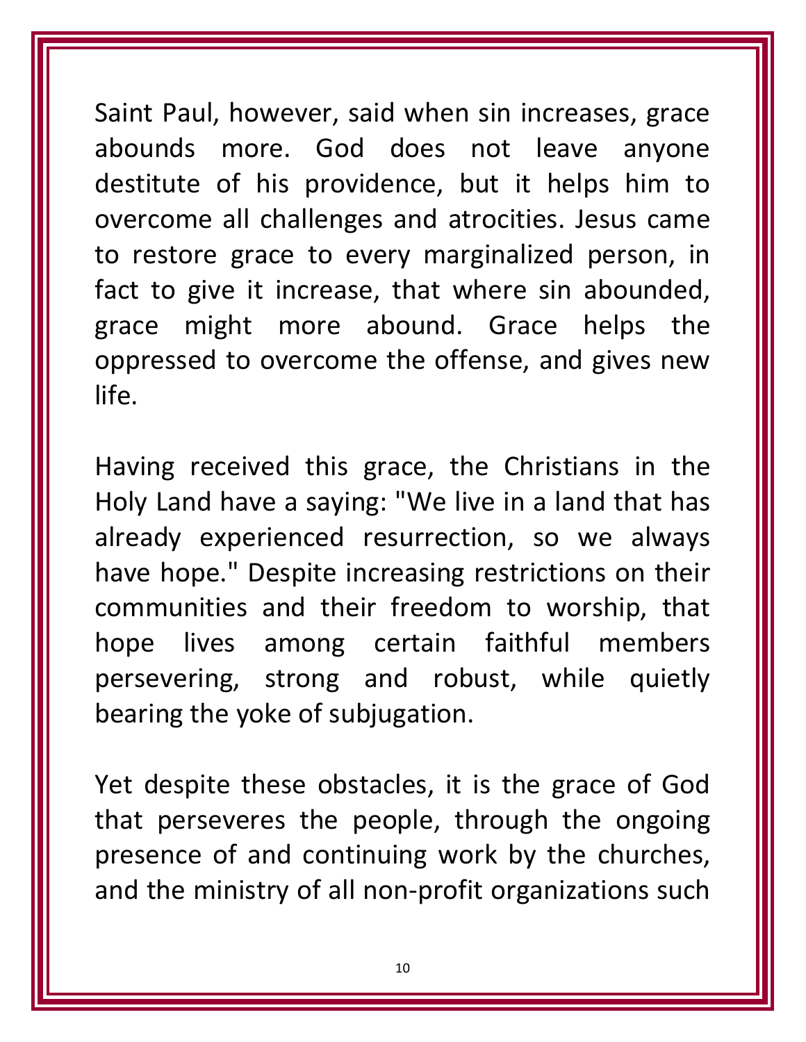Saint Paul, however, said when sin increases, grace abounds more. God does not leave anyone destitute of his providence, but it helps him to overcome all challenges and atrocities. Jesus came to restore grace to every marginalized person, in fact to give it increase, that where sin abounded, grace might more abound. Grace helps the oppressed to overcome the offense, and gives new life.

Having received this grace, the Christians in the Holy Land have a saying: "We live in a land that has already experienced resurrection, so we always have hope." Despite increasing restrictions on their communities and their freedom to worship, that hope lives among certain faithful members persevering, strong and robust, while quietly bearing the yoke of subjugation.

Yet despite these obstacles, it is the grace of God that perseveres the people, through the ongoing presence of and continuing work by the churches, and the ministry of all non-profit organizations such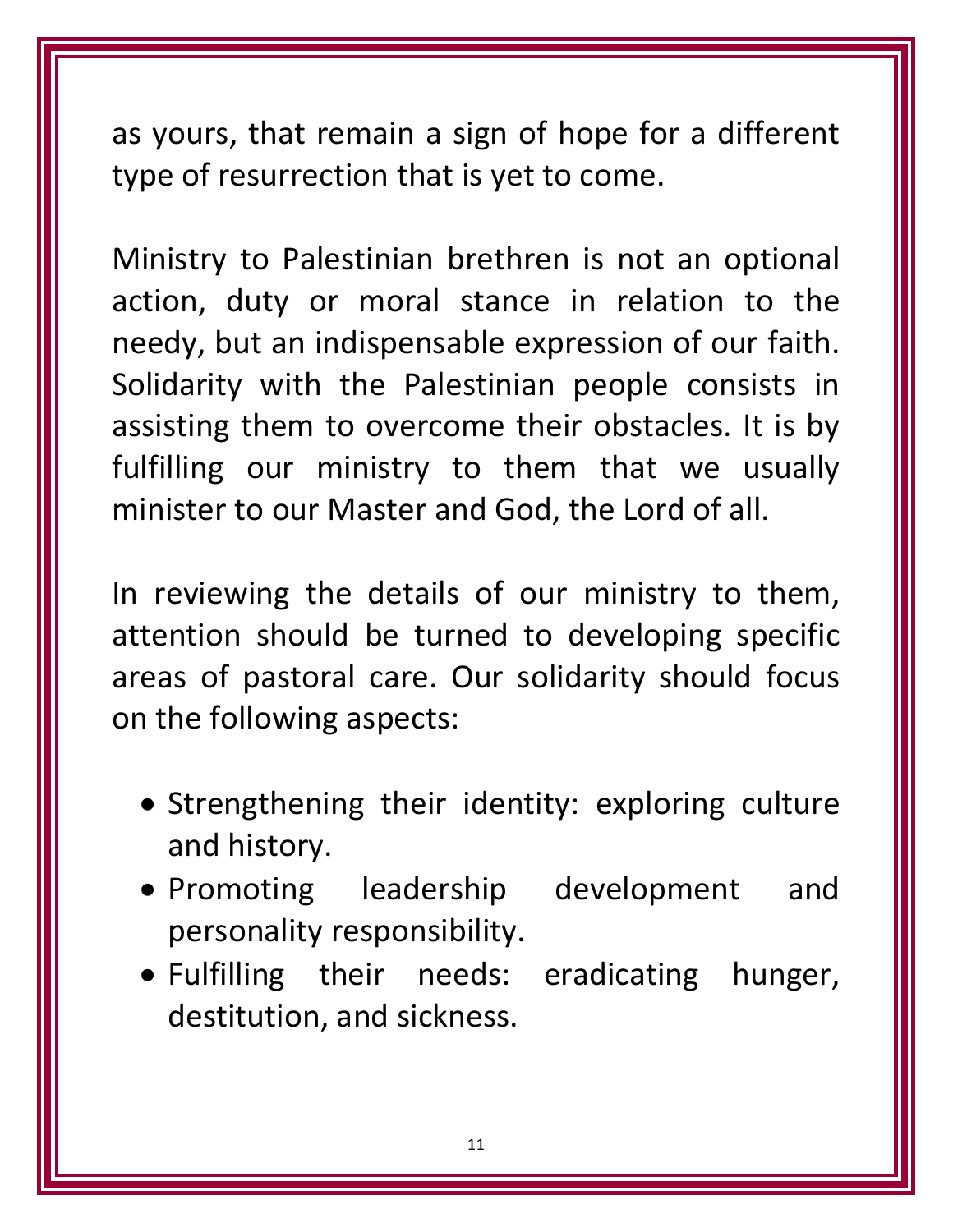as yours, that remain a sign of hope for a different type of resurrection that is yet to come.

Ministry to Palestinian brethren is not an optional action, duty or moral stance in relation to the needy, but an indispensable expression of our faith. Solidarity with the Palestinian people consists in assisting them to overcome their obstacles. It is by fulfilling our ministry to them that we usually minister to our Master and God, the Lord of all.

In reviewing the details of our ministry to them, attention should be turned to developing specific areas of pastoral care. Our solidarity should focus on the following aspects:

- Strengthening their identity: exploring culture and history.
- Promoting leadership development and personality responsibility.
- Fulfilling their needs: eradicating hunger, destitution, and sickness.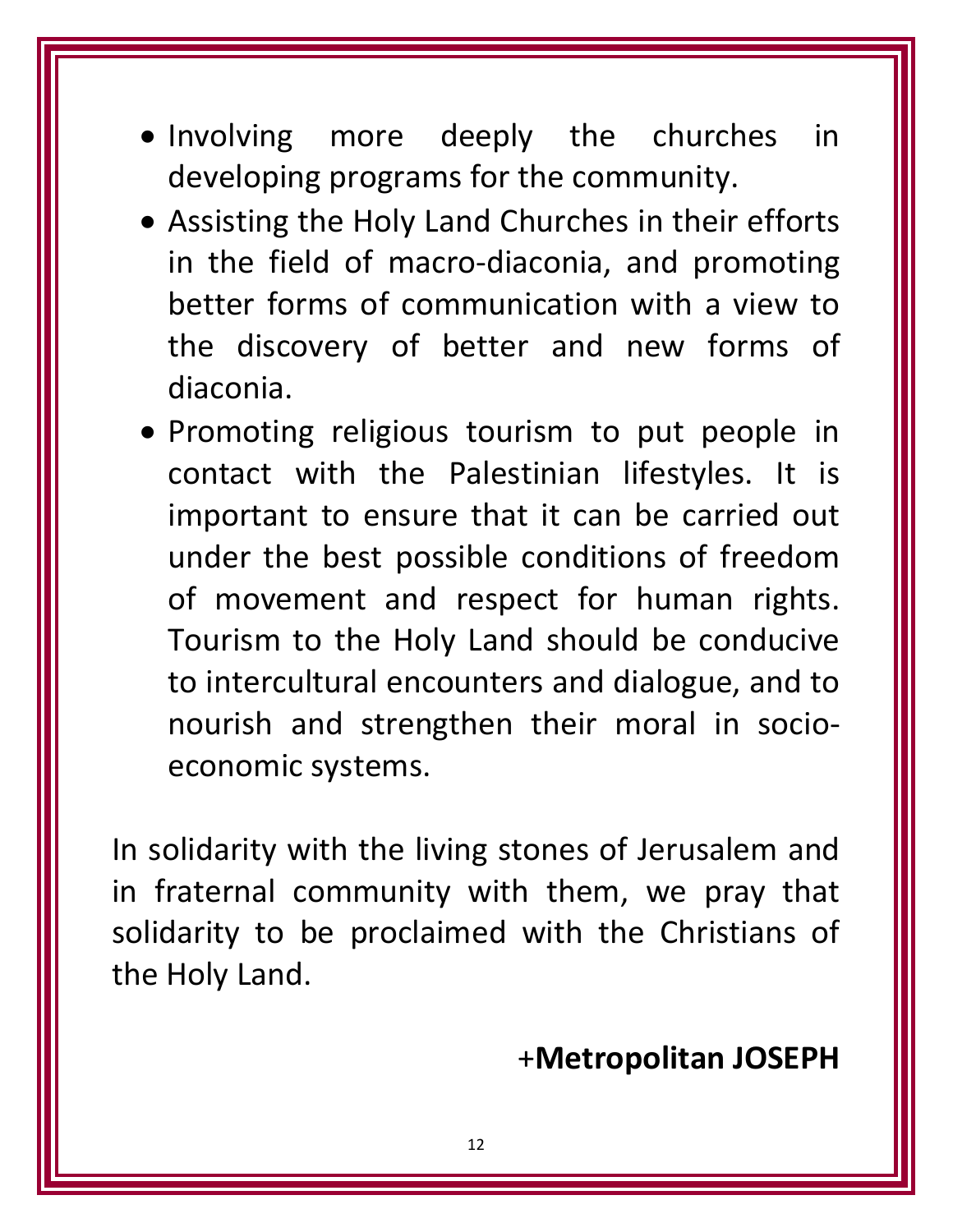- Involving more deeply the churches in developing programs for the community.
- Assisting the Holy Land Churches in their efforts in the field of macro-diaconia, and promoting better forms of communication with a view to the discovery of better and new forms of diaconia.
- Promoting religious tourism to put people in contact with the Palestinian lifestyles. It is important to ensure that it can be carried out under the best possible conditions of freedom of movement and respect for human rights. Tourism to the Holy Land should be conducive to intercultural encounters and dialogue, and to nourish and strengthen their moral in socio-economic systems.

In solidarity with the living stones of Jerusalem and in fraternal community with them, we pray that solidarity to be proclaimed with the Christians of the Holy Land.

**+Metropolitan JOSEPH**